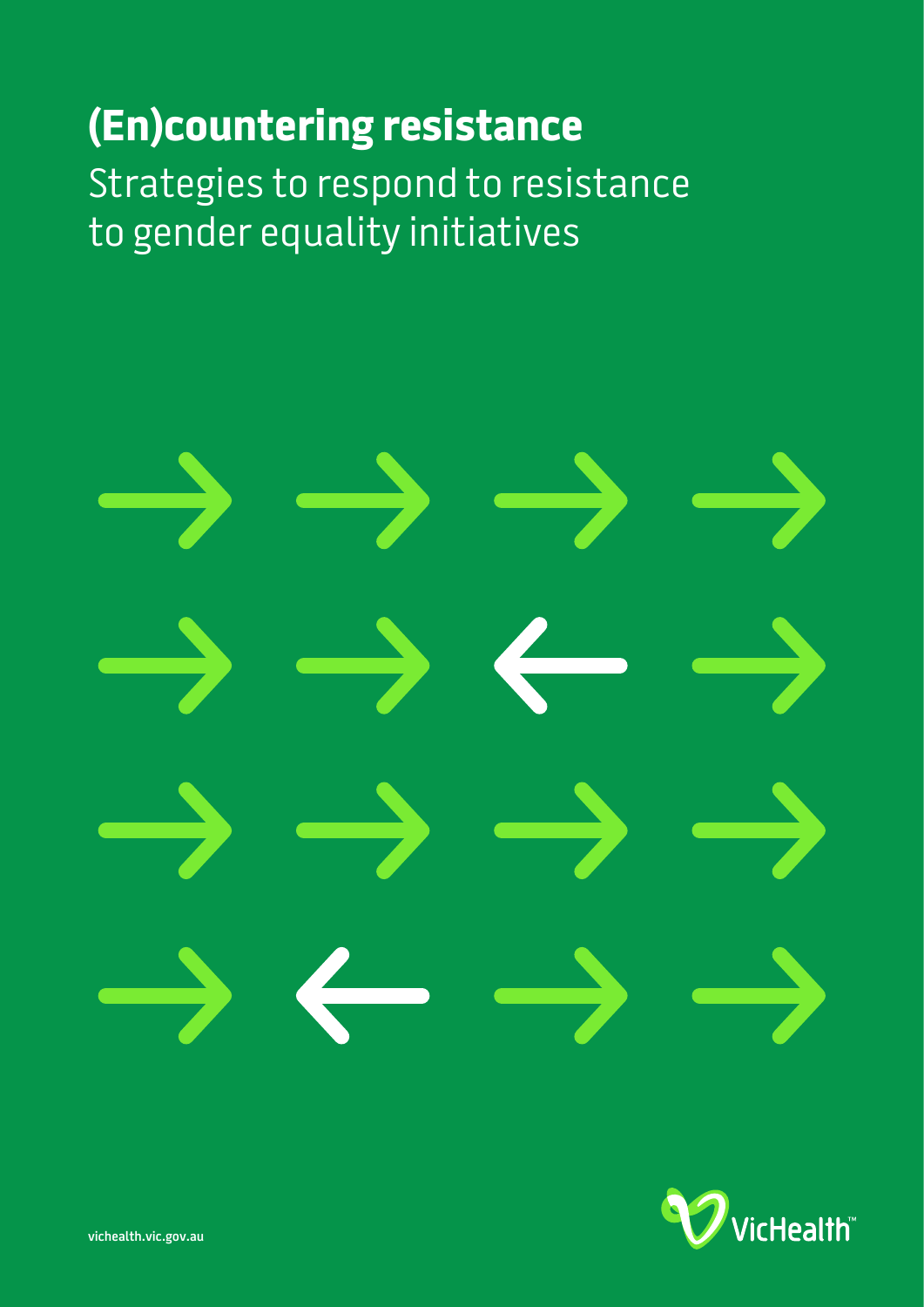# (En)countering resistance

## Strategies to respond to resistance to gender equality initiatives

vichealth.vic.gov.au

VicHealth™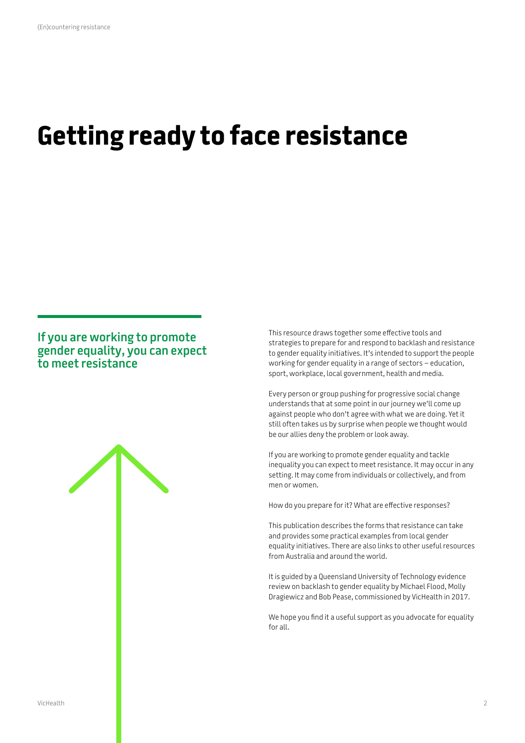# Getting ready to face resistance

## If you are working to promote gender equality, you can expect to meet resistance

This resource draws together some effective tools and strategies to prepare for and respond to backlash and resistance to gender equality initiatives. It's intended to support the people working for gender equality in a range of sectors – education, sport, workplace, local government, health and media.

Every person or group pushing for progressive social change understands that at some point in our journey we'll come up against people who don't agree with what we are doing. Yet it still often takes us by surprise when people we thought would be our allies deny the problem or look away.

If you are working to promote gender equality and tackle inequality you can expect to meet resistance. It may occur in any setting. It may come from individuals or collectively, and from men or women.

How do you prepare for it? What are effective responses?

This publication describes the forms that resistance can take and provides some practical examples from local gender equality initiatives. There are also links to other useful resources from Australia and around the world.

It is guided by a Queensland University of Technology evidence review on backlash to gender equality by Michael Flood, Molly Dragiewicz and Bob Pease, commissioned by VicHealth in 2017.

We hope you find it a useful support as you advocate for equality for all.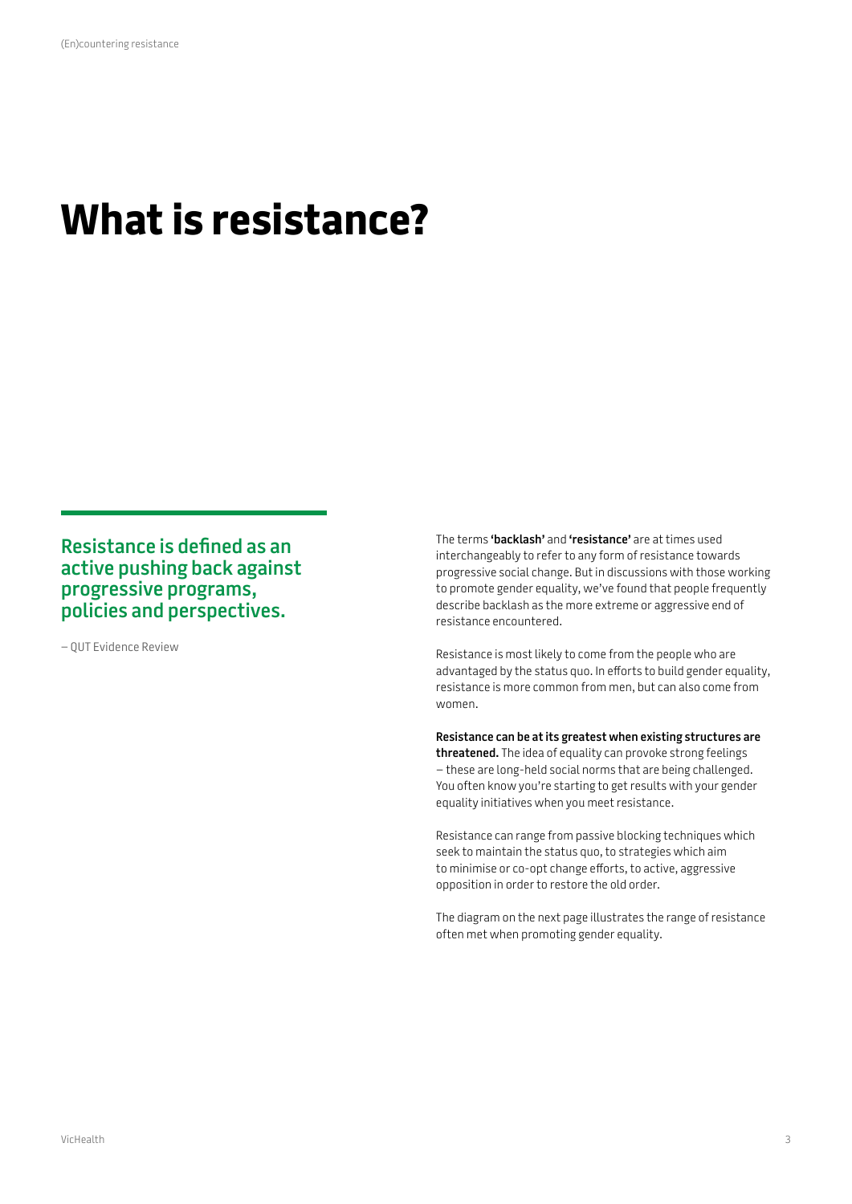# What is resistance?

## Resistance is defined as an active pushing back against progressive programs, policies and perspectives.

– QUT Evidence Review

The terms **'backlash'** and **'resistance'** are at times used interchangeably to refer to any form of resistance towards progressive social change. But in discussions with those working to promote gender equality, we've found that people frequently describe backlash as the more extreme or aggressive end of resistance encountered.

Resistance is most likely to come from the people who are advantaged by the status quo. In efforts to build gender equality, resistance is more common from men, but can also come from women.

**Resistance can be at its greatest when existing structures are threatened.** The idea of equality can provoke strong feelings – these are long-held social norms that are being challenged. You often know you're starting to get results with your gender equality initiatives when you meet resistance.

Resistance can range from passive blocking techniques which seek to maintain the status quo, to strategies which aim to minimise or co-opt change efforts, to active, aggressive opposition in order to restore the old order.

The diagram on the next page illustrates the range of resistance often met when promoting gender equality.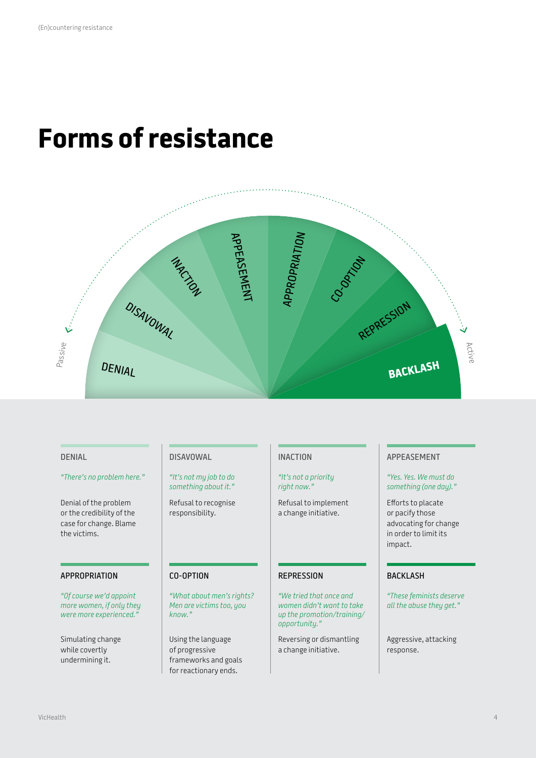# Forms of resistance

Passive ← DENIAL · DISAVOWAL · INACTION · APPEASEMENT · APPROPRIATION · CO-OPTION · REPRESSION · BACKLASH → Active

### DENIAL

*"There's no problem here."*

Denial of the problem or the credibility of the case for change. Blame the victims.

### DISAVOWAL

*"It's not my job to do something about it."*

Refusal to recognise responsibility.

### INACTION

*"It's not a priority right now."*

Refusal to implement a change initiative.

### APPEASEMENT

*"Yes. Yes. We must do something (one day)."*

Efforts to placate or pacify those advocating for change in order to limit its impact.

### APPROPRIATION

*"Of course we'd appoint more women, if only they were more experienced."*

Simulating change while covertly undermining it.

### CO-OPTION

*"What about men's rights? Men are victims too, you know."*

Using the language of progressive frameworks and goals for reactionary ends.

### REPRESSION

*"We tried that once and women didn't want to take up the promotion/training/opportunity."*

Reversing or dismantling a change initiative.

### BACKLASH

*"These feminists deserve all the abuse they get."*

Aggressive, attacking response.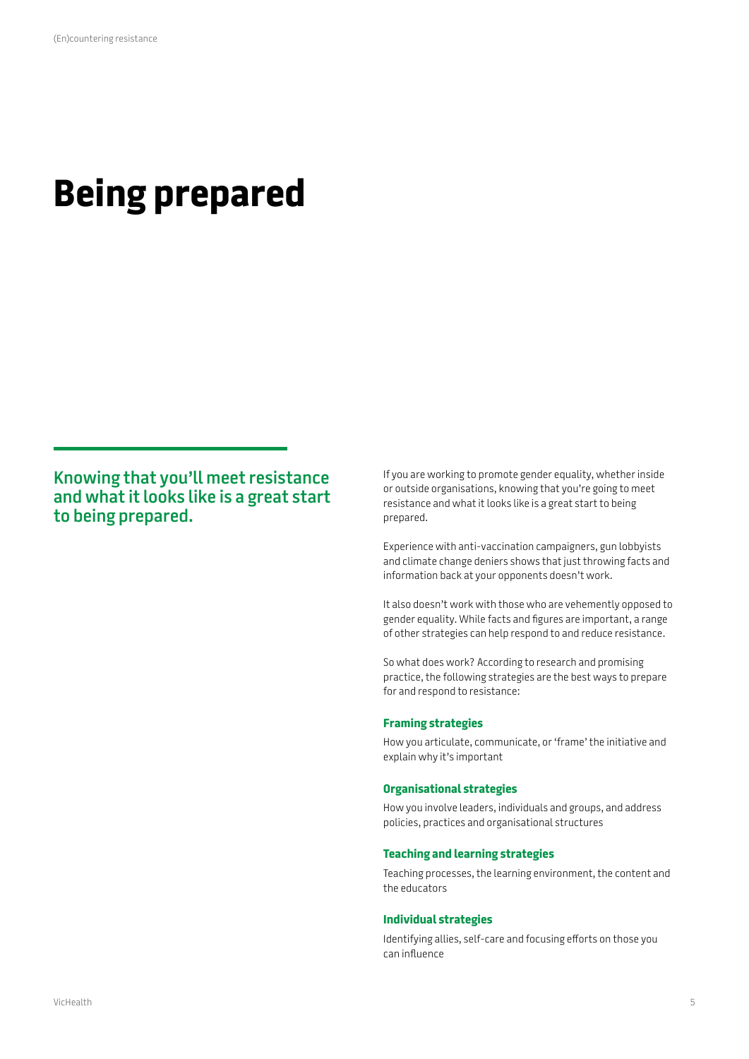# Being prepared

**Knowing that you'll meet resistance and what it looks like is a great start to being prepared.**

If you are working to promote gender equality, whether inside or outside organisations, knowing that you're going to meet resistance and what it looks like is a great start to being prepared.

Experience with anti-vaccination campaigners, gun lobbyists and climate change deniers shows that just throwing facts and information back at your opponents doesn't work.

It also doesn't work with those who are vehemently opposed to gender equality. While facts and figures are important, a range of other strategies can help respond to and reduce resistance.

So what does work? According to research and promising practice, the following strategies are the best ways to prepare for and respond to resistance:

### Framing strategies

How you articulate, communicate, or 'frame' the initiative and explain why it's important

### Organisational strategies

How you involve leaders, individuals and groups, and address policies, practices and organisational structures

### Teaching and learning strategies

Teaching processes, the learning environment, the content and the educators

### Individual strategies

Identifying allies, self-care and focusing efforts on those you can influence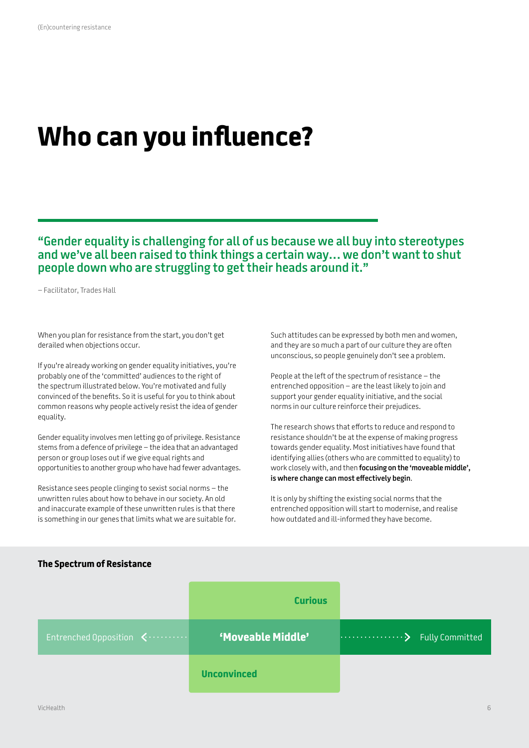# Who can you influence?

**"Gender equality is challenging for all of us because we all buy into stereotypes and we've all been raised to think things a certain way… we don't want to shut people down who are struggling to get their heads around it."**

– Facilitator, Trades Hall

When you plan for resistance from the start, you don't get derailed when objections occur.

If you're already working on gender equality initiatives, you're probably one of the 'committed' audiences to the right of the spectrum illustrated below. You're motivated and fully convinced of the benefits. So it is useful for you to think about common reasons why people actively resist the idea of gender equality.

Gender equality involves men letting go of privilege. Resistance stems from a defence of privilege – the idea that an advantaged person or group loses out if we give equal rights and opportunities to another group who have had fewer advantages.

Resistance sees people clinging to sexist social norms – the unwritten rules about how to behave in our society. An old and inaccurate example of these unwritten rules is that there is something in our genes that limits what we are suitable for.

Such attitudes can be expressed by both men and women, and they are so much a part of our culture they are often unconscious, so people genuinely don't see a problem.

People at the left of the spectrum of resistance – the entrenched opposition – are the least likely to join and support your gender equality initiative, and the social norms in our culture reinforce their prejudices.

The research shows that efforts to reduce and respond to resistance shouldn't be at the expense of making progress towards gender equality. Most initiatives have found that identifying allies (others who are committed to equality) to work closely with, and then **focusing on the 'moveable middle', is where change can most effectively begin**.

It is only by shifting the existing social norms that the entrenched opposition will start to modernise, and realise how outdated and ill-informed they have become.

**The Spectrum of Resistance**

| | Curious | |
|---|---|---|
| Entrenched Opposition ← | **'Moveable Middle'** | → Fully Committed |
| | Unconvinced | |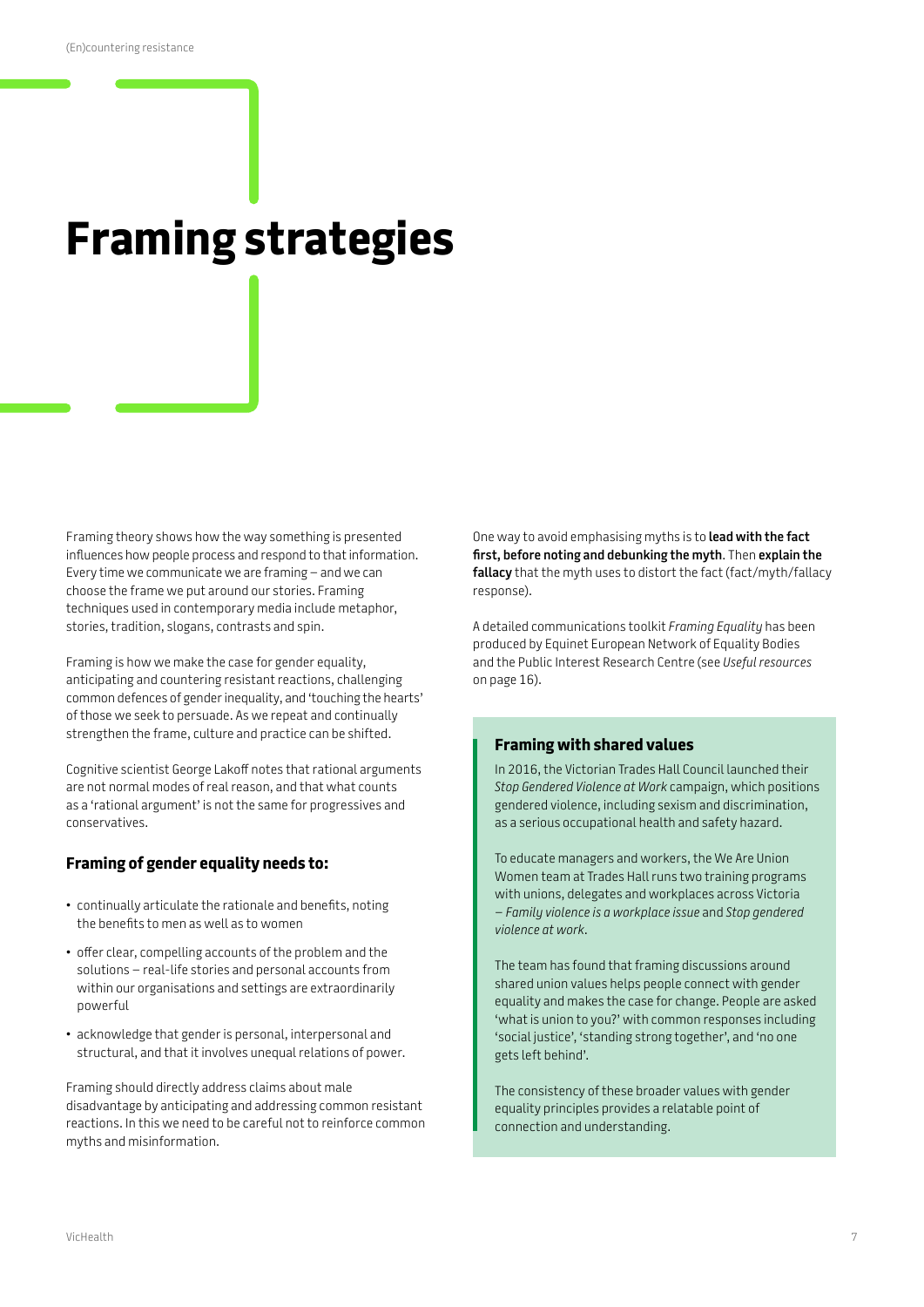// Framing strategies

# Framing strategies

Framing theory shows how the way something is presented influences how people process and respond to that information. Every time we communicate we are framing – and we can choose the frame we put around our stories. Framing techniques used in contemporary media include metaphor, stories, tradition, slogans, contrasts and spin.

Framing is how we make the case for gender equality, anticipating and countering resistant reactions, challenging common defences of gender inequality, and 'touching the hearts' of those we seek to persuade. As we repeat and continually strengthen the frame, culture and practice can be shifted.

Cognitive scientist George Lakoff notes that rational arguments are not normal modes of real reason, and that what counts as a 'rational argument' is not the same for progressives and conservatives.

### Framing of gender equality needs to:

- continually articulate the rationale and benefits, noting the benefits to men as well as to women
- offer clear, compelling accounts of the problem and the solutions – real-life stories and personal accounts from within our organisations and settings are extraordinarily powerful
- acknowledge that gender is personal, interpersonal and structural, and that it involves unequal relations of power.

Framing should directly address claims about male disadvantage by anticipating and addressing common resistant reactions. In this we need to be careful not to reinforce common myths and misinformation.

One way to avoid emphasising myths is to **lead with the fact first, before noting and debunking the myth**. Then **explain the fallacy** that the myth uses to distort the fact (fact/myth/fallacy response).

A detailed communications toolkit *Framing Equality* has been produced by Equinet European Network of Equality Bodies and the Public Interest Research Centre (see *Useful resources* on page 16).

### Framing with shared values

In 2016, the Victorian Trades Hall Council launched their *Stop Gendered Violence at Work* campaign, which positions gendered violence, including sexism and discrimination, as a serious occupational health and safety hazard.

To educate managers and workers, the We Are Union Women team at Trades Hall runs two training programs with unions, delegates and workplaces across Victoria – *Family violence is a workplace issue* and *Stop gendered violence at work*.

The team has found that framing discussions around shared union values helps people connect with gender equality and makes the case for change. People are asked 'what is union to you?' with common responses including 'social justice', 'standing strong together', and 'no one gets left behind'.

The consistency of these broader values with gender equality principles provides a relatable point of connection and understanding.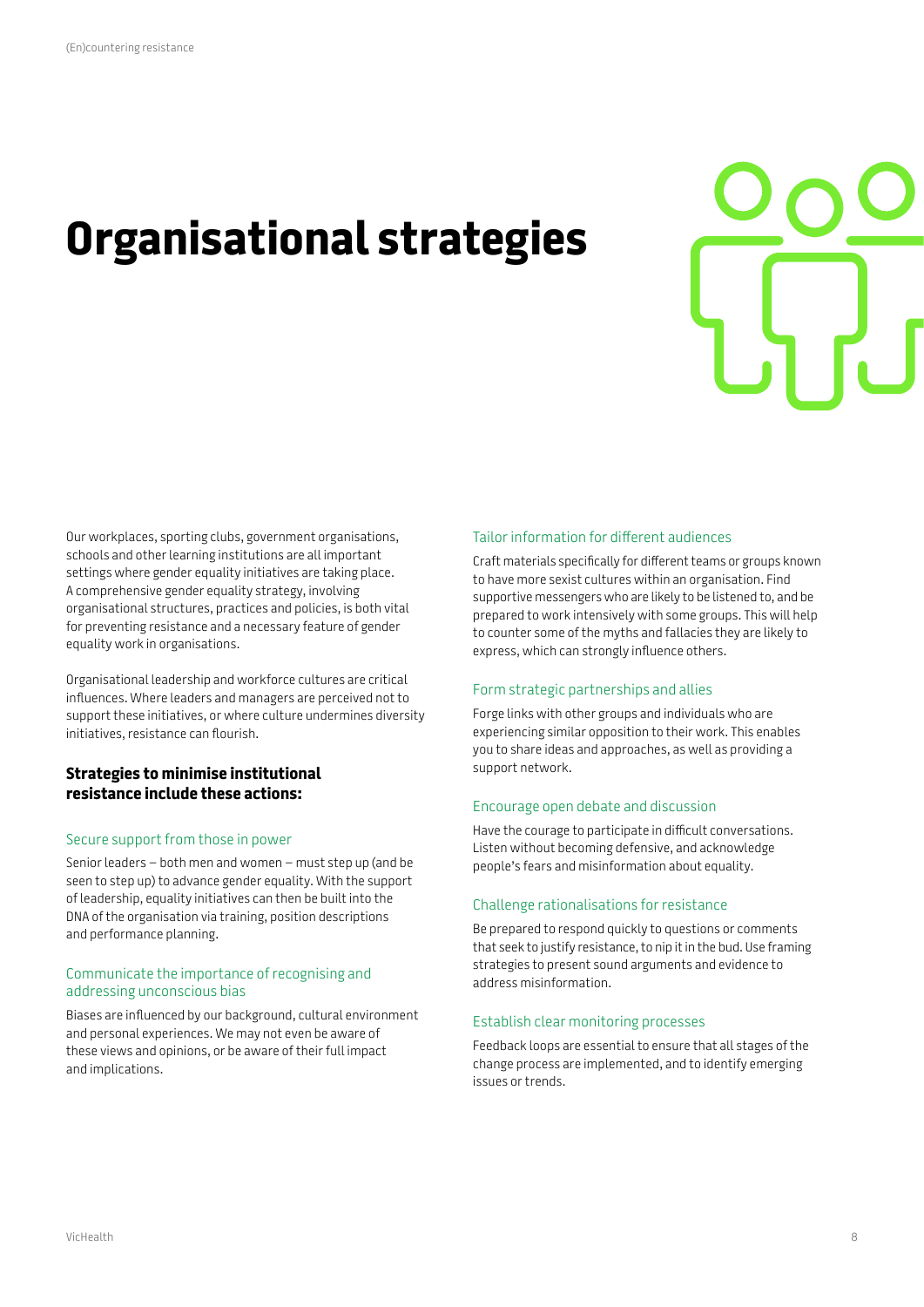# Organisational strategies

Our workplaces, sporting clubs, government organisations, schools and other learning institutions are all important settings where gender equality initiatives are taking place. A comprehensive gender equality strategy, involving organisational structures, practices and policies, is both vital for preventing resistance and a necessary feature of gender equality work in organisations.

Organisational leadership and workforce cultures are critical influences. Where leaders and managers are perceived not to support these initiatives, or where culture undermines diversity initiatives, resistance can flourish.

**Strategies to minimise institutional resistance include these actions:**

### Secure support from those in power

Senior leaders – both men and women – must step up (and be seen to step up) to advance gender equality. With the support of leadership, equality initiatives can then be built into the DNA of the organisation via training, position descriptions and performance planning.

### Communicate the importance of recognising and addressing unconscious bias

Biases are influenced by our background, cultural environment and personal experiences. We may not even be aware of these views and opinions, or be aware of their full impact and implications.

### Tailor information for different audiences

Craft materials specifically for different teams or groups known to have more sexist cultures within an organisation. Find supportive messengers who are likely to be listened to, and be prepared to work intensively with some groups. This will help to counter some of the myths and fallacies they are likely to express, which can strongly influence others.

### Form strategic partnerships and allies

Forge links with other groups and individuals who are experiencing similar opposition to their work. This enables you to share ideas and approaches, as well as providing a support network.

### Encourage open debate and discussion

Have the courage to participate in difficult conversations. Listen without becoming defensive, and acknowledge people's fears and misinformation about equality.

### Challenge rationalisations for resistance

Be prepared to respond quickly to questions or comments that seek to justify resistance, to nip it in the bud. Use framing strategies to present sound arguments and evidence to address misinformation.

### Establish clear monitoring processes

Feedback loops are essential to ensure that all stages of the change process are implemented, and to identify emerging issues or trends.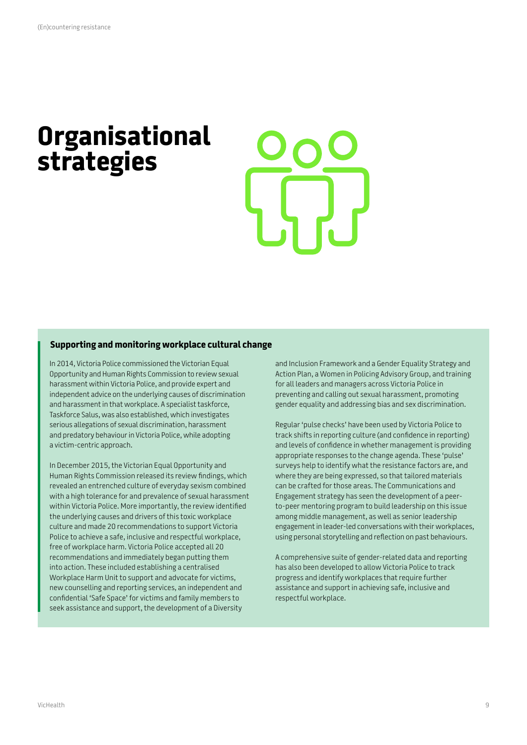# Organisational strategies

### Supporting and monitoring workplace cultural change

In 2014, Victoria Police commissioned the Victorian Equal Opportunity and Human Rights Commission to review sexual harassment within Victoria Police, and provide expert and independent advice on the underlying causes of discrimination and harassment in that workplace. A specialist taskforce, Taskforce Salus, was also established, which investigates serious allegations of sexual discrimination, harassment and predatory behaviour in Victoria Police, while adopting a victim-centric approach.

In December 2015, the Victorian Equal Opportunity and Human Rights Commission released its review findings, which revealed an entrenched culture of everyday sexism combined with a high tolerance for and prevalence of sexual harassment within Victoria Police. More importantly, the review identified the underlying causes and drivers of this toxic workplace culture and made 20 recommendations to support Victoria Police to achieve a safe, inclusive and respectful workplace, free of workplace harm. Victoria Police accepted all 20 recommendations and immediately began putting them into action. These included establishing a centralised Workplace Harm Unit to support and advocate for victims, new counselling and reporting services, an independent and confidential 'Safe Space' for victims and family members to seek assistance and support, the development of a Diversity and Inclusion Framework and a Gender Equality Strategy and Action Plan, a Women in Policing Advisory Group, and training for all leaders and managers across Victoria Police in preventing and calling out sexual harassment, promoting gender equality and addressing bias and sex discrimination.

Regular 'pulse checks' have been used by Victoria Police to track shifts in reporting culture (and confidence in reporting) and levels of confidence in whether management is providing appropriate responses to the change agenda. These 'pulse' surveys help to identify what the resistance factors are, and where they are being expressed, so that tailored materials can be crafted for those areas. The Communications and Engagement strategy has seen the development of a peer-to-peer mentoring program to build leadership on this issue among middle management, as well as senior leadership engagement in leader-led conversations with their workplaces, using personal storytelling and reflection on past behaviours.

A comprehensive suite of gender-related data and reporting has also been developed to allow Victoria Police to track progress and identify workplaces that require further assistance and support in achieving safe, inclusive and respectful workplace.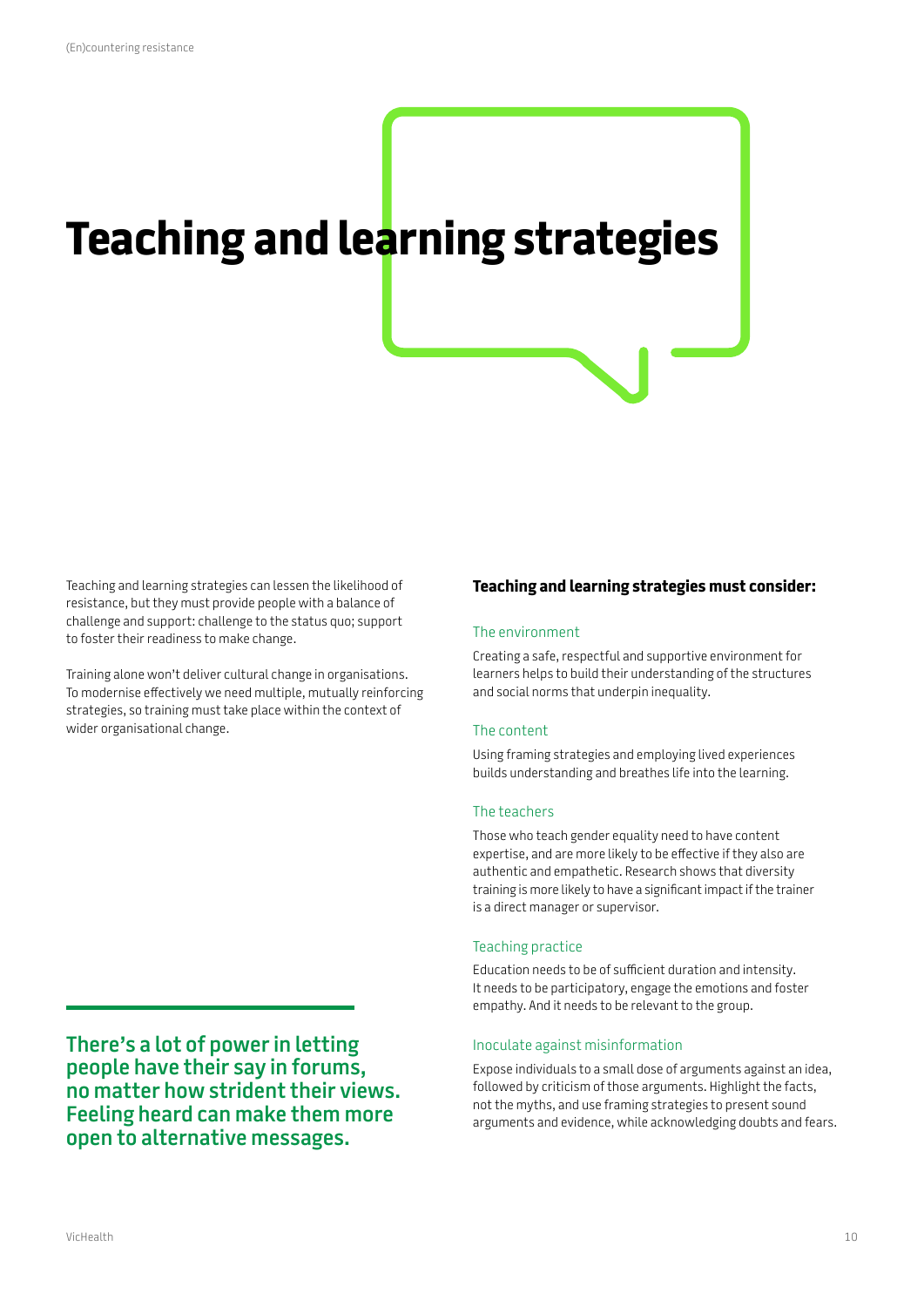# Teaching and learning strategies

Teaching and learning strategies can lessen the likelihood of resistance, but they must provide people with a balance of challenge and support: challenge to the status quo; support to foster their readiness to make change.

Training alone won't deliver cultural change in organisations. To modernise effectively we need multiple, mutually reinforcing strategies, so training must take place within the context of wider organisational change.

**There's a lot of power in letting people have their say in forums, no matter how strident their views. Feeling heard can make them more open to alternative messages.**

### Teaching and learning strategies must consider:

#### The environment

Creating a safe, respectful and supportive environment for learners helps to build their understanding of the structures and social norms that underpin inequality.

#### The content

Using framing strategies and employing lived experiences builds understanding and breathes life into the learning.

#### The teachers

Those who teach gender equality need to have content expertise, and are more likely to be effective if they also are authentic and empathetic. Research shows that diversity training is more likely to have a significant impact if the trainer is a direct manager or supervisor.

#### Teaching practice

Education needs to be of sufficient duration and intensity. It needs to be participatory, engage the emotions and foster empathy. And it needs to be relevant to the group.

#### Inoculate against misinformation

Expose individuals to a small dose of arguments against an idea, followed by criticism of those arguments. Highlight the facts, not the myths, and use framing strategies to present sound arguments and evidence, while acknowledging doubts and fears.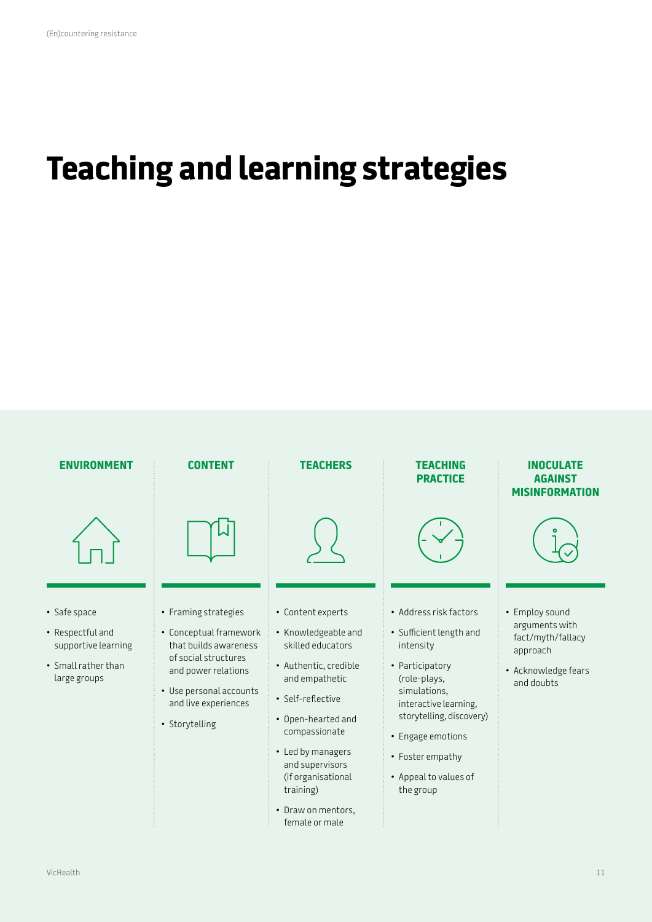# Teaching and learning strategies

### ENVIRONMENT

- Safe space
- Respectful and supportive learning
- Small rather than large groups

### CONTENT

- Framing strategies
- Conceptual framework that builds awareness of social structures and power relations
- Use personal accounts and live experiences
- Storytelling

### TEACHERS

- Content experts
- Knowledgeable and skilled educators
- Authentic, credible and empathetic
- Self-reflective
- Open-hearted and compassionate
- Led by managers and supervisors (if organisational training)
- Draw on mentors, female or male

### TEACHING PRACTICE

- Address risk factors
- Sufficient length and intensity
- Participatory (role-plays, simulations, interactive learning, storytelling, discovery)
- Engage emotions
- Foster empathy
- Appeal to values of the group

### INOCULATE AGAINST MISINFORMATION

- Employ sound arguments with fact/myth/fallacy approach
- Acknowledge fears and doubts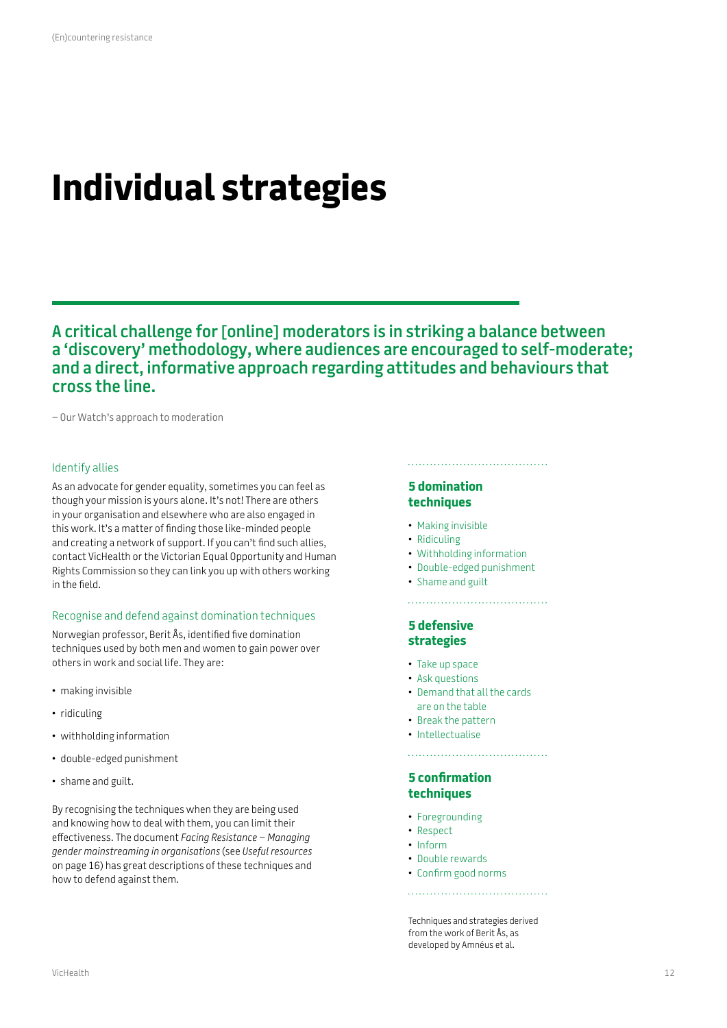# Individual strategies

**A critical challenge for [online] moderators is in striking a balance between a 'discovery' methodology, where audiences are encouraged to self-moderate; and a direct, informative approach regarding attitudes and behaviours that cross the line.**

– Our Watch's approach to moderation

### Identify allies

As an advocate for gender equality, sometimes you can feel as though your mission is yours alone. It's not! There are others in your organisation and elsewhere who are also engaged in this work. It's a matter of finding those like-minded people and creating a network of support. If you can't find such allies, contact VicHealth or the Victorian Equal Opportunity and Human Rights Commission so they can link you up with others working in the field.

### Recognise and defend against domination techniques

Norwegian professor, Berit Ås, identified five domination techniques used by both men and women to gain power over others in work and social life. They are:

- making invisible
- ridiculing
- withholding information
- double-edged punishment
- shame and guilt.

By recognising the techniques when they are being used and knowing how to deal with them, you can limit their effectiveness. The document *Facing Resistance – Managing gender mainstreaming in organisations* (see *Useful resources* on page 16) has great descriptions of these techniques and how to defend against them.

**5 domination techniques**

- Making invisible
- Ridiculing
- Withholding information
- Double-edged punishment
- Shame and guilt

**5 defensive strategies**

- Take up space
- Ask questions
- Demand that all the cards are on the table
- Break the pattern
- Intellectualise

**5 confirmation techniques**

- Foregrounding
- Respect
- Inform
- Double rewards
- Confirm good norms

Techniques and strategies derived from the work of Berit Ås, as developed by Amnéus et al.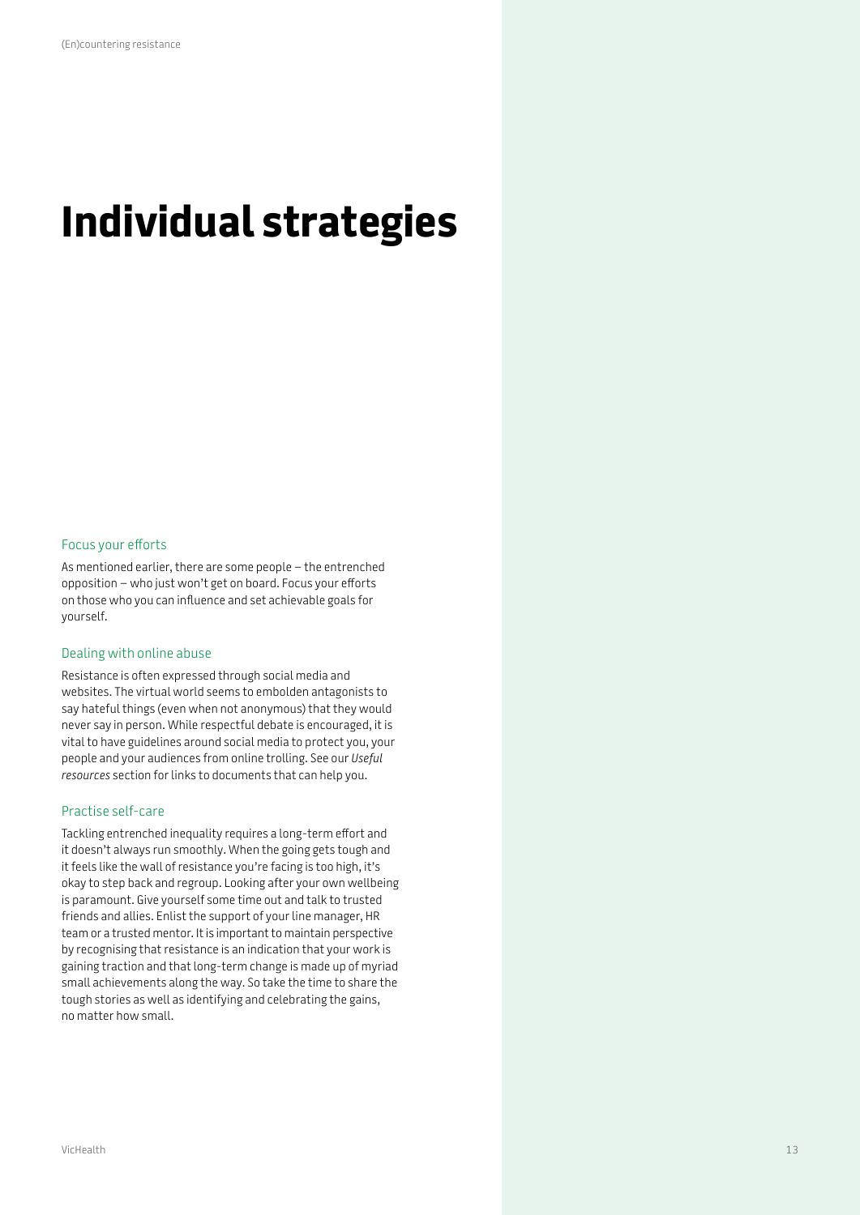# Individual strategies

## Focus your efforts

As mentioned earlier, there are some people – the entrenched opposition – who just won't get on board. Focus your efforts on those who you can influence and set achievable goals for yourself.

## Dealing with online abuse

Resistance is often expressed through social media and websites. The virtual world seems to embolden antagonists to say hateful things (even when not anonymous) that they would never say in person. While respectful debate is encouraged, it is vital to have guidelines around social media to protect you, your people and your audiences from online trolling. See our *Useful resources* section for links to documents that can help you.

## Practise self-care

Tackling entrenched inequality requires a long-term effort and it doesn't always run smoothly. When the going gets tough and it feels like the wall of resistance you're facing is too high, it's okay to step back and regroup. Looking after your own wellbeing is paramount. Give yourself some time out and talk to trusted friends and allies. Enlist the support of your line manager, HR team or a trusted mentor. It is important to maintain perspective by recognising that resistance is an indication that your work is gaining traction and that long-term change is made up of myriad small achievements along the way. So take the time to share the tough stories as well as identifying and celebrating the gains, no matter how small.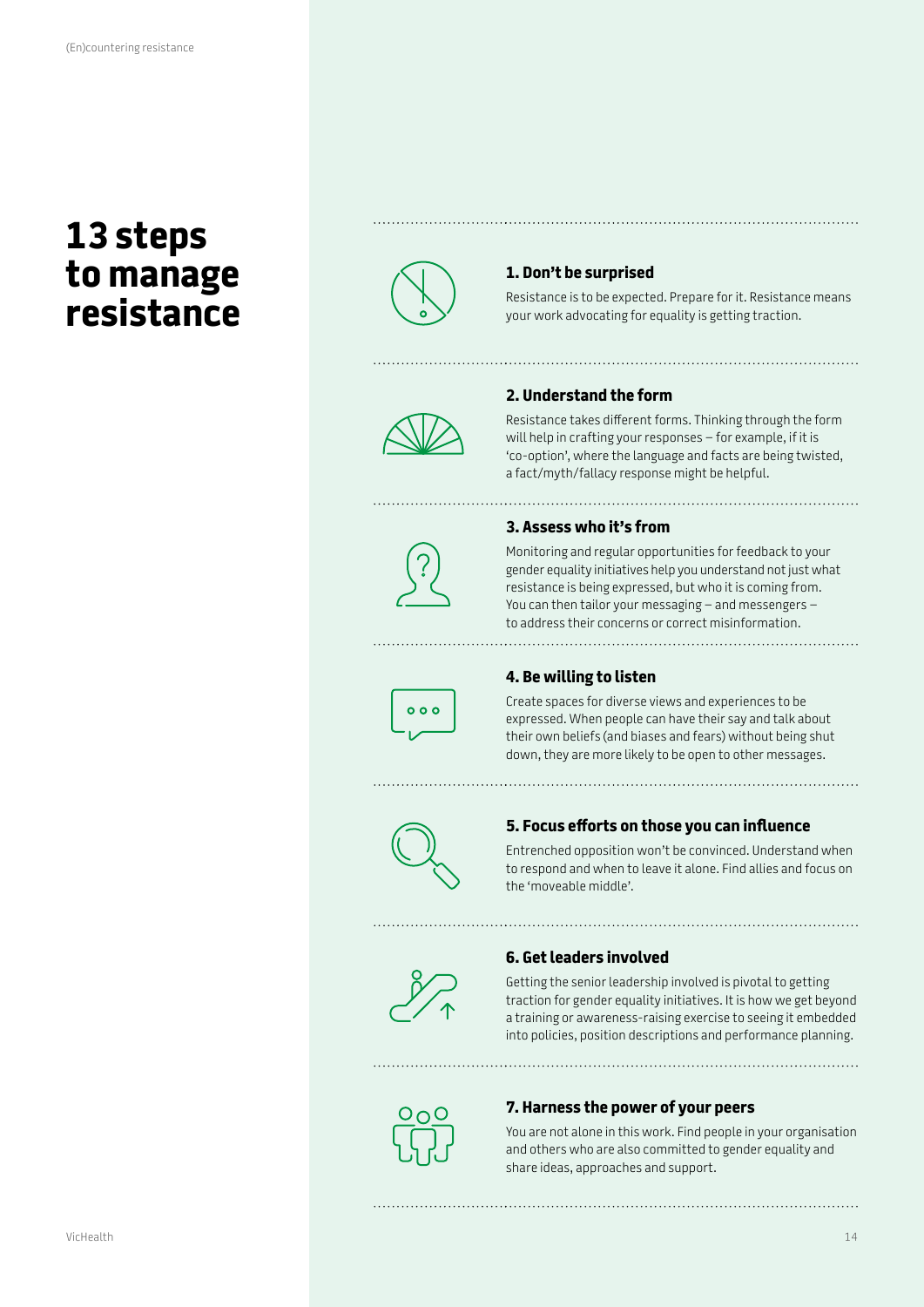# 13 steps to manage resistance

### 1. Don't be surprised

Resistance is to be expected. Prepare for it. Resistance means your work advocating for equality is getting traction.

### 2. Understand the form

Resistance takes different forms. Thinking through the form will help in crafting your responses – for example, if it is 'co-option', where the language and facts are being twisted, a fact/myth/fallacy response might be helpful.

### 3. Assess who it's from

Monitoring and regular opportunities for feedback to your gender equality initiatives help you understand not just what resistance is being expressed, but who it is coming from. You can then tailor your messaging – and messengers – to address their concerns or correct misinformation.

### 4. Be willing to listen

Create spaces for diverse views and experiences to be expressed. When people can have their say and talk about their own beliefs (and biases and fears) without being shut down, they are more likely to be open to other messages.

### 5. Focus efforts on those you can influence

Entrenched opposition won't be convinced. Understand when to respond and when to leave it alone. Find allies and focus on the 'moveable middle'.

### 6. Get leaders involved

Getting the senior leadership involved is pivotal to getting traction for gender equality initiatives. It is how we get beyond a training or awareness-raising exercise to seeing it embedded into policies, position descriptions and performance planning.

### 7. Harness the power of your peers

You are not alone in this work. Find people in your organisation and others who are also committed to gender equality and share ideas, approaches and support.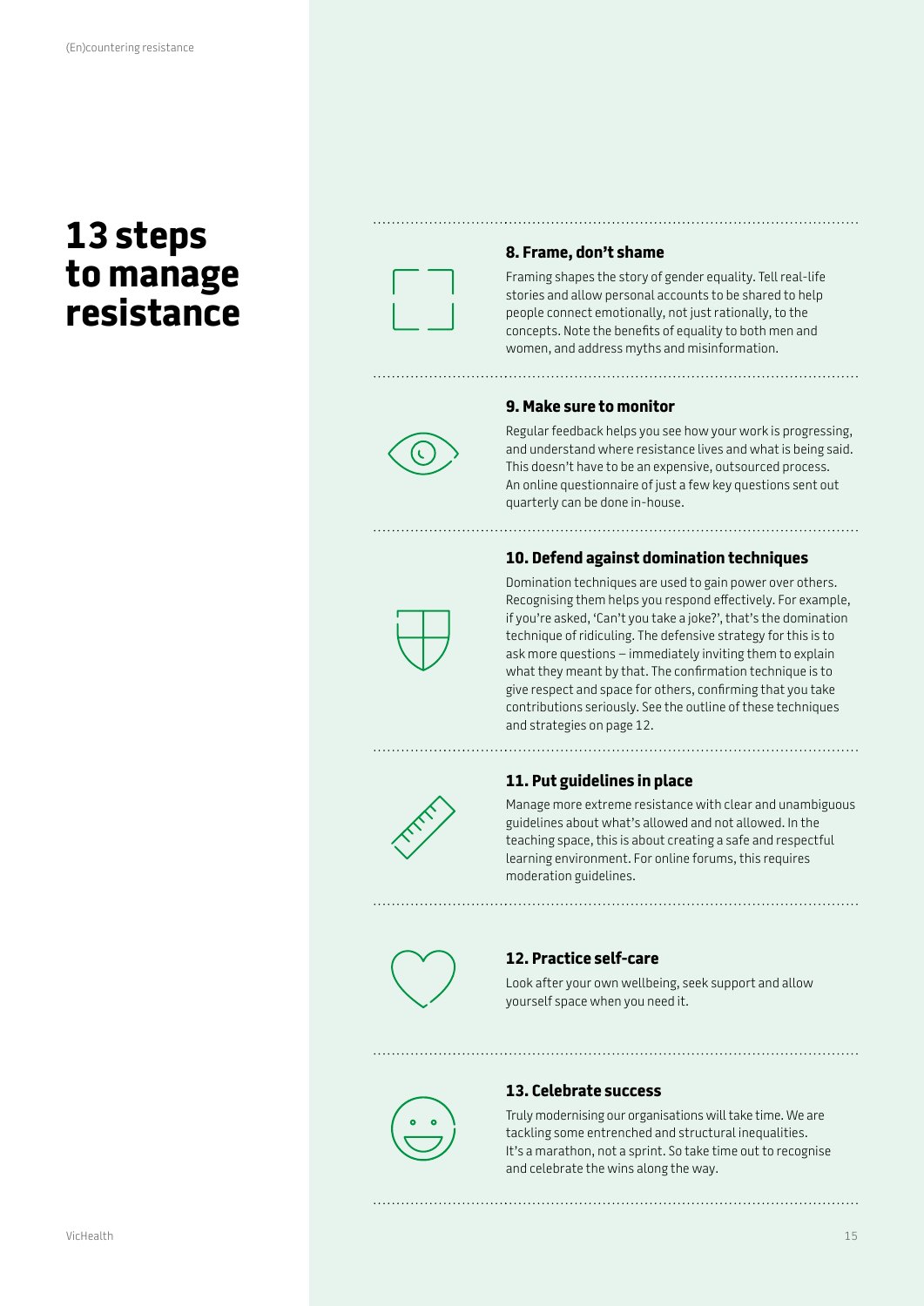# 13 steps to manage resistance

### 8. Frame, don't shame

Framing shapes the story of gender equality. Tell real-life stories and allow personal accounts to be shared to help people connect emotionally, not just rationally, to the concepts. Note the benefits of equality to both men and women, and address myths and misinformation.

### 9. Make sure to monitor

Regular feedback helps you see how your work is progressing, and understand where resistance lives and what is being said. This doesn't have to be an expensive, outsourced process. An online questionnaire of just a few key questions sent out quarterly can be done in-house.

### 10. Defend against domination techniques

Domination techniques are used to gain power over others. Recognising them helps you respond effectively. For example, if you're asked, 'Can't you take a joke?', that's the domination technique of ridiculing. The defensive strategy for this is to ask more questions – immediately inviting them to explain what they meant by that. The confirmation technique is to give respect and space for others, confirming that you take contributions seriously. See the outline of these techniques and strategies on page 12.

### 11. Put guidelines in place

Manage more extreme resistance with clear and unambiguous guidelines about what's allowed and not allowed. In the teaching space, this is about creating a safe and respectful learning environment. For online forums, this requires moderation guidelines.

### 12. Practice self-care

Look after your own wellbeing, seek support and allow yourself space when you need it.

### 13. Celebrate success

Truly modernising our organisations will take time. We are tackling some entrenched and structural inequalities. It's a marathon, not a sprint. So take time out to recognise and celebrate the wins along the way.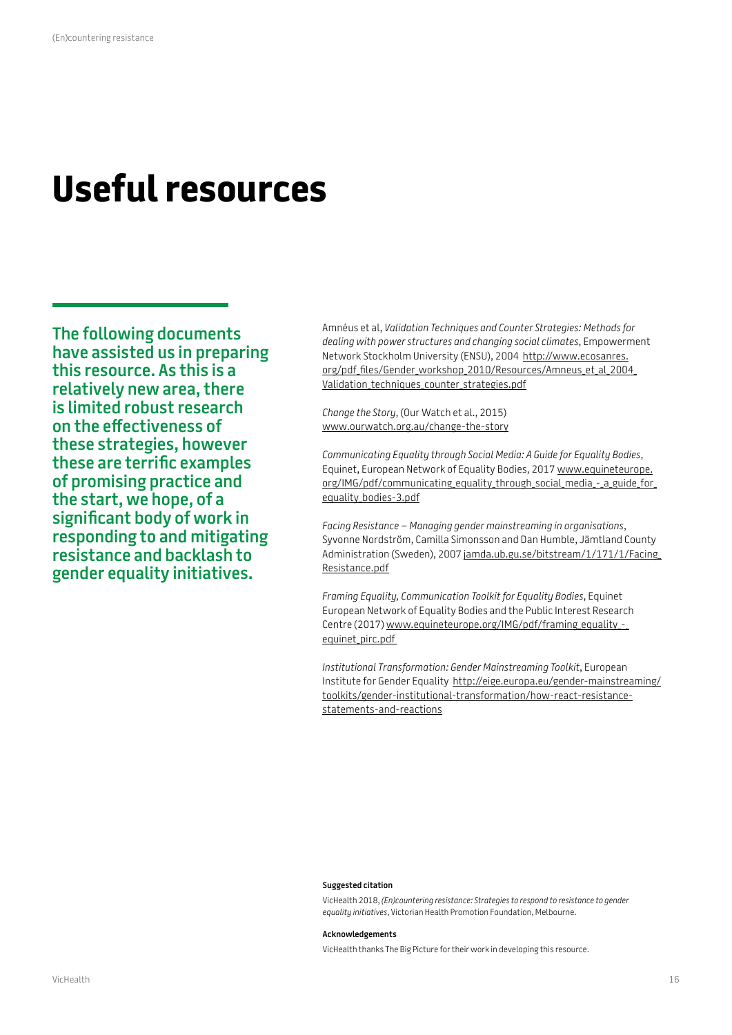# Useful resources

**The following documents have assisted us in preparing this resource. As this is a relatively new area, there is limited robust research on the effectiveness of these strategies, however these are terrific examples of promising practice and the start, we hope, of a significant body of work in responding to and mitigating resistance and backlash to gender equality initiatives.**

Amnéus et al, *Validation Techniques and Counter Strategies: Methods for dealing with power structures and changing social climates*, Empowerment Network Stockholm University (ENSU), 2004 http://www.ecosanres.org/pdf_files/Gender_workshop_2010/Resources/Amneus_et_al_2004_Validation_techniques_counter_strategies.pdf

*Change the Story*, (Our Watch et al., 2015) www.ourwatch.org.au/change-the-story

*Communicating Equality through Social Media: A Guide for Equality Bodies*, Equinet, European Network of Equality Bodies, 2017 www.equineteurope.org/IMG/pdf/communicating_equality_through_social_media_-_a_guide_for_equality_bodies-3.pdf

*Facing Resistance – Managing gender mainstreaming in organisations*, Syvonne Nordström, Camilla Simonsson and Dan Humble, Jämtland County Administration (Sweden), 2007 jamda.ub.gu.se/bitstream/1/171/1/Facing_Resistance.pdf

*Framing Equality, Communication Toolkit for Equality Bodies*, Equinet European Network of Equality Bodies and the Public Interest Research Centre (2017) www.equineteurope.org/IMG/pdf/framing_equality_-_equinet_pirc.pdf

*Institutional Transformation: Gender Mainstreaming Toolkit*, European Institute for Gender Equality http://eige.europa.eu/gender-mainstreaming/toolkits/gender-institutional-transformation/how-react-resistance-statements-and-reactions

**Suggested citation**

VicHealth 2018, *(En)countering resistance: Strategies to respond to resistance to gender equality initiatives*, Victorian Health Promotion Foundation, Melbourne.

**Acknowledgements**

VicHealth thanks The Big Picture for their work in developing this resource.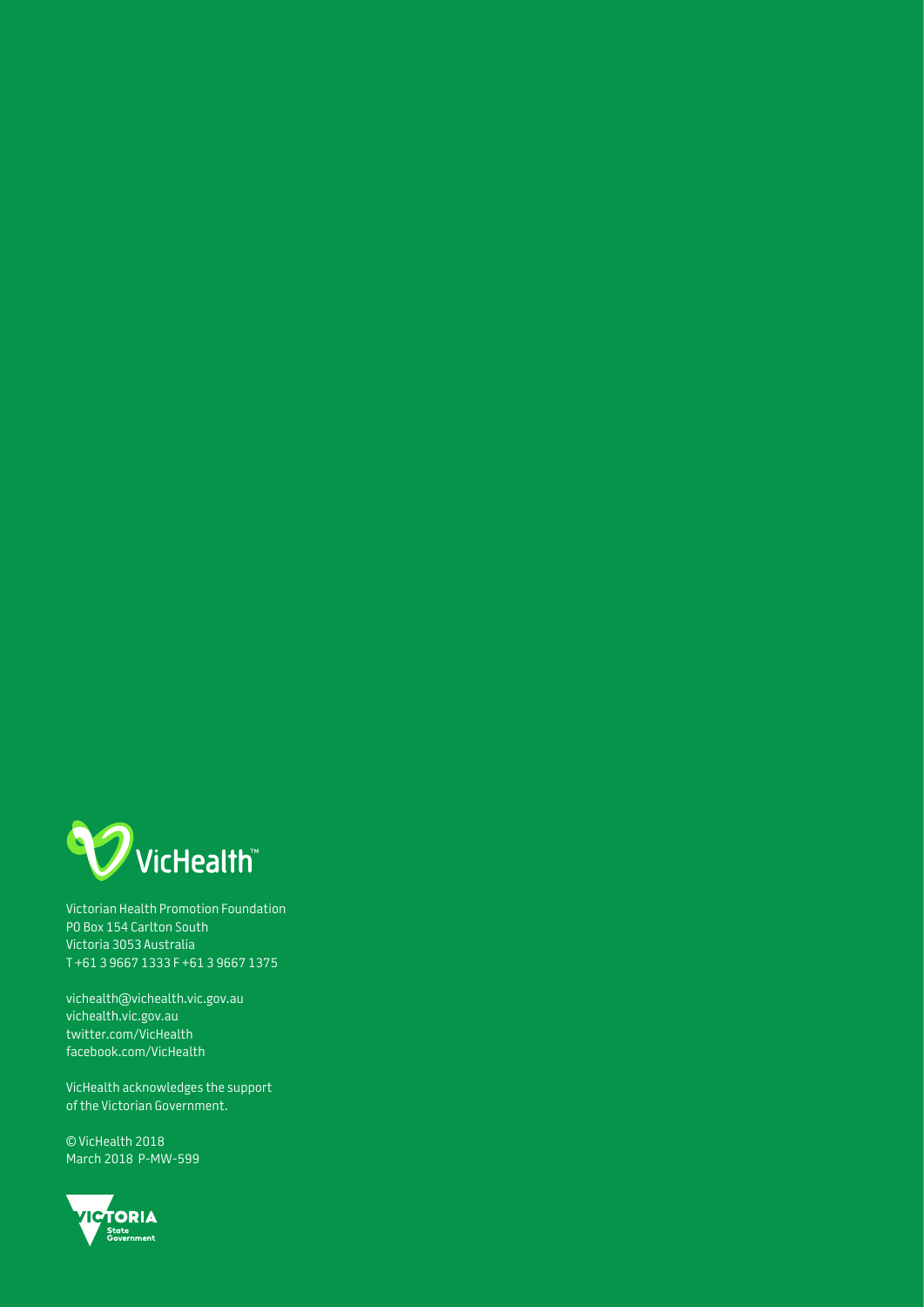VicHealth™

Victorian Health Promotion Foundation
PO Box 154 Carlton South
Victoria 3053 Australia
T +61 3 9667 1333 F +61 3 9667 1375

vichealth@vichealth.vic.gov.au
vichealth.vic.gov.au
twitter.com/VicHealth
facebook.com/VicHealth

VicHealth acknowledges the support of the Victorian Government.

© VicHealth 2018
March 2018 P-MW-599

VICTORIA
State
Government